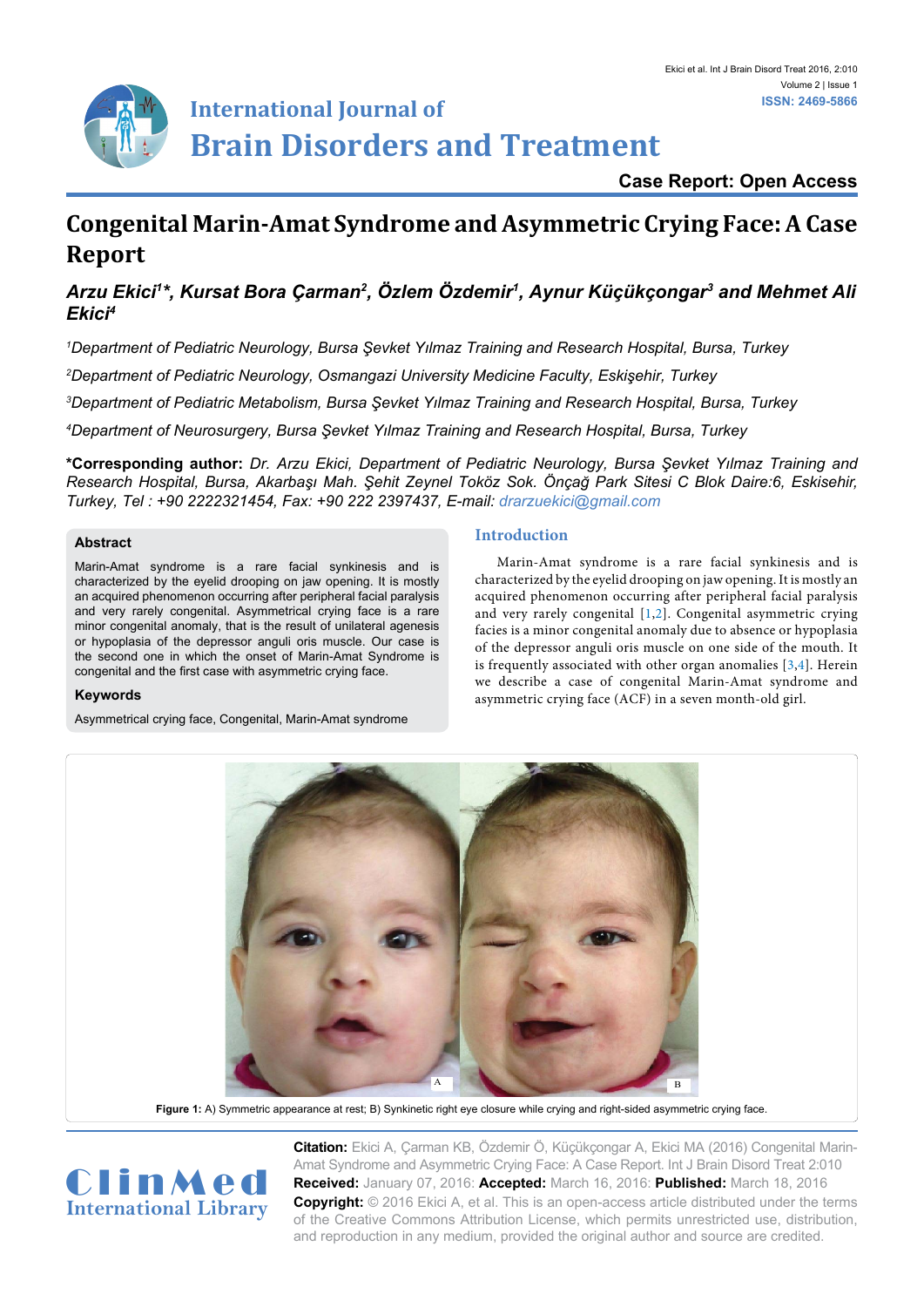# International Journal of Brain Disorders and Treatment

Case Report: Open Access

# Congenital Marin-Amat Syndrome and Asymmetric Crying Face: A Case Report

***Arzu Ekici[1]\*, Kursat Bora Çarman[2], Özlem Özdemir[1], Aynur Küçükçongar[3] and Mehmet Ali Ekici[4]***

*[1]Department of Pediatric Neurology, Bursa Şevket Yılmaz Training and Research Hospital, Bursa, Turkey*

*[2]Department of Pediatric Neurology, Osmangazi University Medicine Faculty, Eskişehir, Turkey*

*[3]Department of Pediatric Metabolism, Bursa Şevket Yılmaz Training and Research Hospital, Bursa, Turkey*

*[4]Department of Neurosurgery, Bursa Şevket Yılmaz Training and Research Hospital, Bursa, Turkey*

**\*Corresponding author:** *Dr. Arzu Ekici, Department of Pediatric Neurology, Bursa Şevket Yılmaz Training and Research Hospital, Bursa, Akarbaşı Mah. Şehit Zeynel Toköz Sok. Önçağ Park Sitesi C Blok Daire:6, Eskisehir, Turkey, Tel : +90 2222321454, Fax: +90 222 2397437, E-mail: drarzuekici@gmail.com*

## Abstract

Marin-Amat syndrome is a rare facial synkinesis and is characterized by the eyelid drooping on jaw opening. It is mostly an acquired phenomenon occurring after peripheral facial paralysis and very rarely congenital. Asymmetrical crying face is a rare minor congenital anomaly, that is the result of unilateral agenesis or hypoplasia of the depressor anguli oris muscle. Our case is the second one in which the onset of Marin-Amat Syndrome is congenital and the first case with asymmetric crying face.

## Keywords

Asymmetrical crying face, Congenital, Marin-Amat syndrome

## Introduction

Marin-Amat syndrome is a rare facial synkinesis and is characterized by the eyelid drooping on jaw opening. It is mostly an acquired phenomenon occurring after peripheral facial paralysis and very rarely congenital [1,2]. Congenital asymmetric crying facies is a minor congenital anomaly due to absence or hypoplasia of the depressor anguli oris muscle on one side of the mouth. It is frequently associated with other organ anomalies [3,4]. Herein we describe a case of congenital Marin-Amat syndrome and asymmetric crying face (ACF) in a seven month-old girl.

**Figure 1:** A) Symmetric appearance at rest; B) Synkinetic right eye closure while crying and right-sided asymmetric crying face.

**Citation:** Ekici A, Çarman KB, Özdemir Ö, Küçükçongar A, Ekici MA (2016) Congenital Marin-Amat Syndrome and Asymmetric Crying Face: A Case Report. Int J Brain Disord Treat 2:010

**Received:** January 07, 2016: **Accepted:** March 16, 2016: **Published:** March 18, 2016

**Copyright:** © 2016 Ekici A, et al. This is an open-access article distributed under the terms of the Creative Commons Attribution License, which permits unrestricted use, distribution, and reproduction in any medium, provided the original author and source are credited.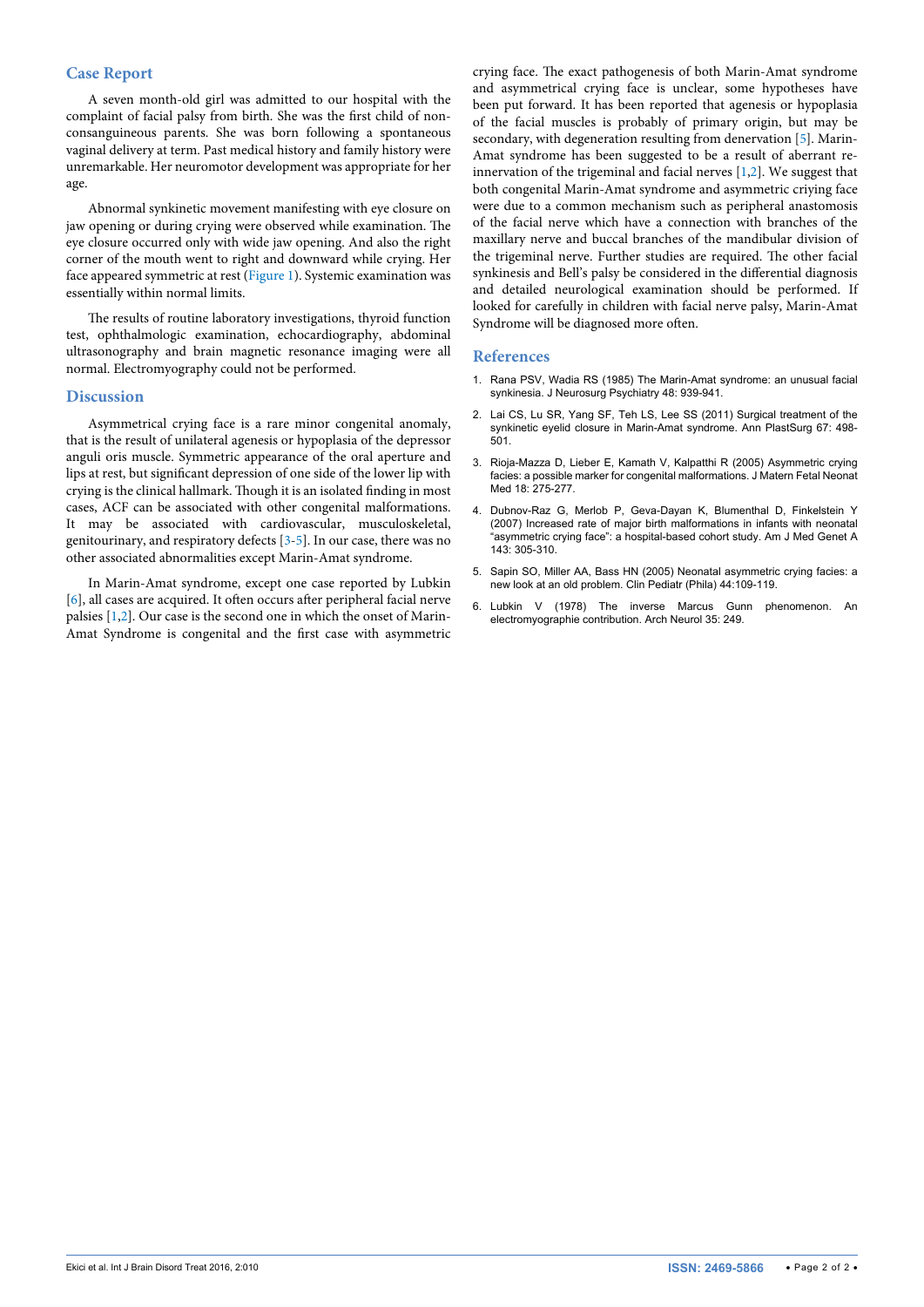## Case Report

A seven month-old girl was admitted to our hospital with the complaint of facial palsy from birth. She was the first child of non-consanguineous parents. She was born following a spontaneous vaginal delivery at term. Past medical history and family history were unremarkable. Her neuromotor development was appropriate for her age.

Abnormal synkinetic movement manifesting with eye closure on jaw opening or during crying were observed while examination. The eye closure occurred only with wide jaw opening. And also the right corner of the mouth went to right and downward while crying. Her face appeared symmetric at rest (Figure 1). Systemic examination was essentially within normal limits.

The results of routine laboratory investigations, thyroid function test, ophthalmologic examination, echocardiography, abdominal ultrasonography and brain magnetic resonance imaging were all normal. Electromyography could not be performed.

## Discussion

Asymmetrical crying face is a rare minor congenital anomaly, that is the result of unilateral agenesis or hypoplasia of the depressor anguli oris muscle. Symmetric appearance of the oral aperture and lips at rest, but significant depression of one side of the lower lip with crying is the clinical hallmark. Though it is an isolated finding in most cases, ACF can be associated with other congenital malformations. It may be associated with cardiovascular, musculoskeletal, genitourinary, and respiratory defects [3-5]. In our case, there was no other associated abnormalities except Marin-Amat syndrome.

In Marin-Amat syndrome, except one case reported by Lubkin [6], all cases are acquired. It often occurs after peripheral facial nerve palsies [1,2]. Our case is the second one in which the onset of Marin-Amat Syndrome is congenital and the first case with asymmetric crying face. The exact pathogenesis of both Marin-Amat syndrome and asymmetrical crying face is unclear, some hypotheses have been put forward. It has been reported that agenesis or hypoplasia of the facial muscles is probably of primary origin, but may be secondary, with degeneration resulting from denervation [5]. Marin-Amat syndrome has been suggested to be a result of aberrant re-innervation of the trigeminal and facial nerves [1,2]. We suggest that both congenital Marin-Amat syndrome and asymmetric criying face were due to a common mechanism such as peripheral anastomosis of the facial nerve which have a connection with branches of the maxillary nerve and buccal branches of the mandibular division of the trigeminal nerve. Further studies are required. The other facial synkinesis and Bell's palsy be considered in the differential diagnosis and detailed neurological examination should be performed. If looked for carefully in children with facial nerve palsy, Marin-Amat Syndrome will be diagnosed more often.

## References

1. Rana PSV, Wadia RS (1985) The Marin-Amat syndrome: an unusual facial synkinesia. J Neurosurg Psychiatry 48: 939-941.
2. Lai CS, Lu SR, Yang SF, Teh LS, Lee SS (2011) Surgical treatment of the synkinetic eyelid closure in Marin-Amat syndrome. Ann PlastSurg 67: 498-501.
3. Rioja-Mazza D, Lieber E, Kamath V, Kalpatthi R (2005) Asymmetric crying facies: a possible marker for congenital malformations. J Matern Fetal Neonat Med 18: 275-277.
4. Dubnov-Raz G, Merlob P, Geva-Dayan K, Blumenthal D, Finkelstein Y (2007) Increased rate of major birth malformations in infants with neonatal "asymmetric crying face": a hospital-based cohort study. Am J Med Genet A 143: 305-310.
5. Sapin SO, Miller AA, Bass HN (2005) Neonatal asymmetric crying facies: a new look at an old problem. Clin Pediatr (Phila) 44:109-119.
6. Lubkin V (1978) The inverse Marcus Gunn phenomenon. An electromyographie contribution. Arch Neurol 35: 249.